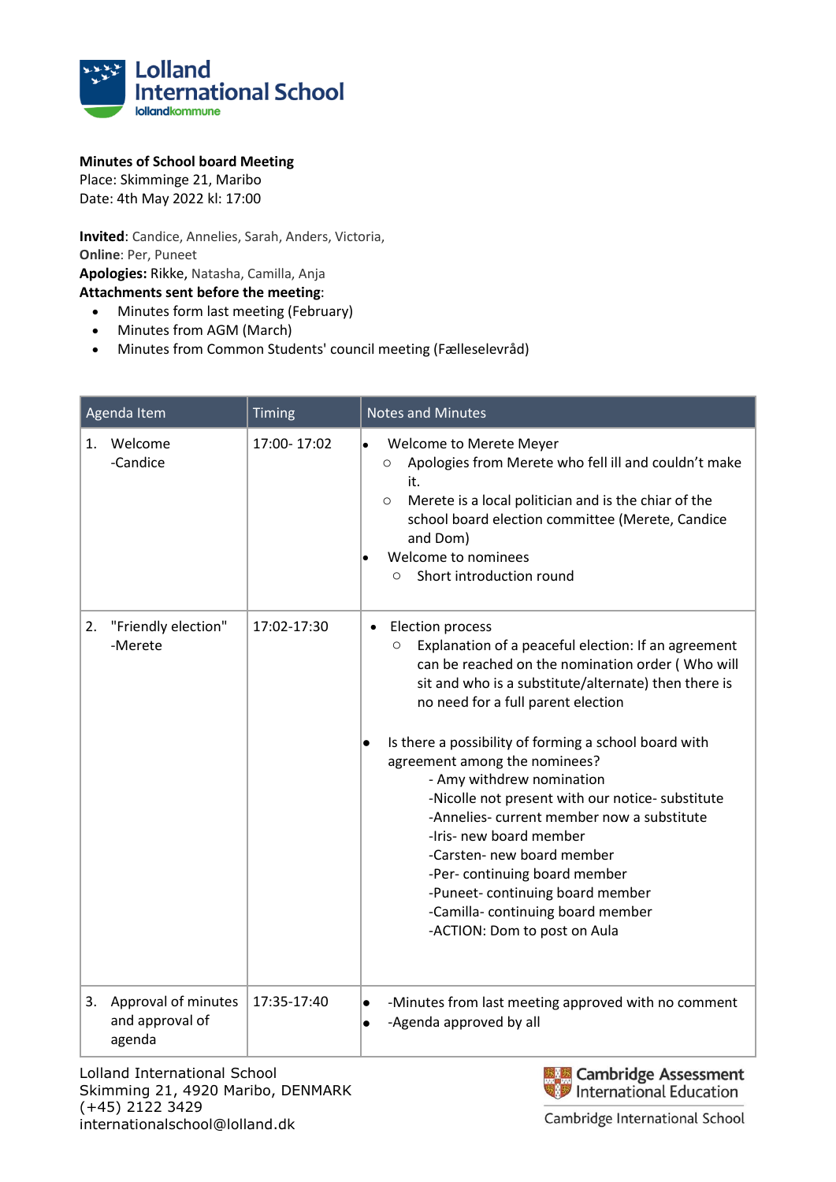**Minutes of School board Meeting**
Place: Skimminge 21, Maribo
Date: 4th May 2022 kl: 17:00

**Invited**: Candice, Annelies, Sarah, Anders, Victoria,
**Online**: Per, Puneet
**Apologies:** Rikke, Natasha, Camilla, Anja
**Attachments sent before the meeting**:

- Minutes form last meeting (February)
- Minutes from AGM (March)
- Minutes from Common Students' council meeting (Fælleselevråd)

| Agenda Item | Timing | Notes and Minutes |
| --- | --- | --- |
| 1. Welcome -Candice | 17:00- 17:02 | • Welcome to Merete Meyer<br>  ○ Apologies from Merete who fell ill and couldn't make it.<br>  ○ Merete is a local politician and is the chiar of the school board election committee (Merete, Candice and Dom)<br>• Welcome to nominees<br>  ○ Short introduction round |
| 2. "Friendly election" -Merete | 17:02-17:30 | • Election process<br>  ○ Explanation of a peaceful election: If an agreement can be reached on the nomination order ( Who will sit and who is a substitute/alternate) then there is no need for a full parent election<br><br>• Is there a possibility of forming a school board with agreement among the nominees?<br>- Amy withdrew nomination<br>-Nicolle not present with our notice- substitute<br>-Annelies- current member now a substitute<br>-Iris- new board member<br>-Carsten- new board member<br>-Per- continuing board member<br>-Puneet- continuing board member<br>-Camilla- continuing board member<br>-ACTION: Dom to post on Aula |
| 3. Approval of minutes and approval of agenda | 17:35-17:40 | • -Minutes from last meeting approved with no comment<br>• -Agenda approved by all |

Lolland International School
Skimming 21, 4920 Maribo, DENMARK
(+45) 2122 3429
internationalschool@lolland.dk

Cambridge Assessment International Education
Cambridge International School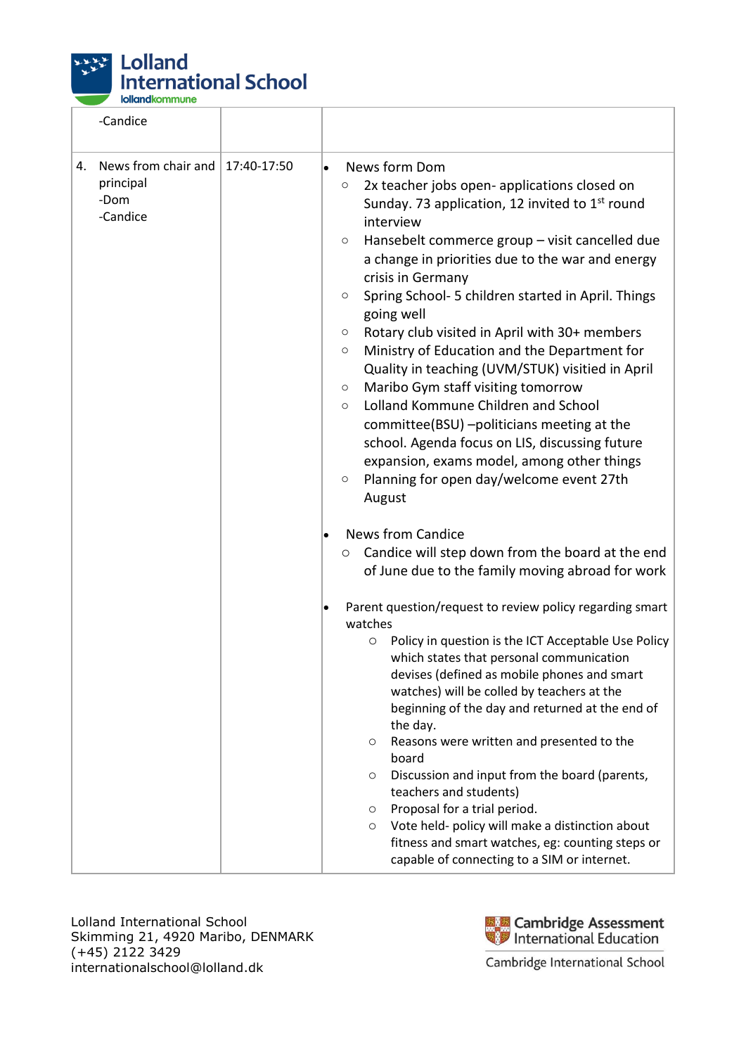| | | |
|---|---|---|
| -Candice | | |
| 4. News from chair and principal<br>-Dom<br>-Candice | 17:40-17:50 | • News form Dom<br>○ 2x teacher jobs open- applications closed on Sunday. 73 application, 12 invited to 1st round interview<br>○ Hansebelt commerce group – visit cancelled due a change in priorities due to the war and energy crisis in Germany<br>○ Spring School- 5 children started in April. Things going well<br>○ Rotary club visited in April with 30+ members<br>○ Ministry of Education and the Department for Quality in teaching (UVM/STUK) visited in April<br>○ Maribo Gym staff visiting tomorrow<br>○ Lolland Kommune Children and School committee(BSU) –politicians meeting at the school. Agenda focus on LIS, discussing future expansion, exams model, among other things<br>○ Planning for open day/welcome event 27th August<br><br>• News from Candice<br>○ Candice will step down from the board at the end of June due to the family moving abroad for work<br><br>• Parent question/request to review policy regarding smart watches<br>○ Policy in question is the ICT Acceptable Use Policy which states that personal communication devises (defined as mobile phones and smart watches) will be colled by teachers at the beginning of the day and returned at the end of the day.<br>○ Reasons were written and presented to the board<br>○ Discussion and input from the board (parents, teachers and students)<br>○ Proposal for a trial period.<br>○ Vote held- policy will make a distinction about fitness and smart watches, eg: counting steps or capable of connecting to a SIM or internet. |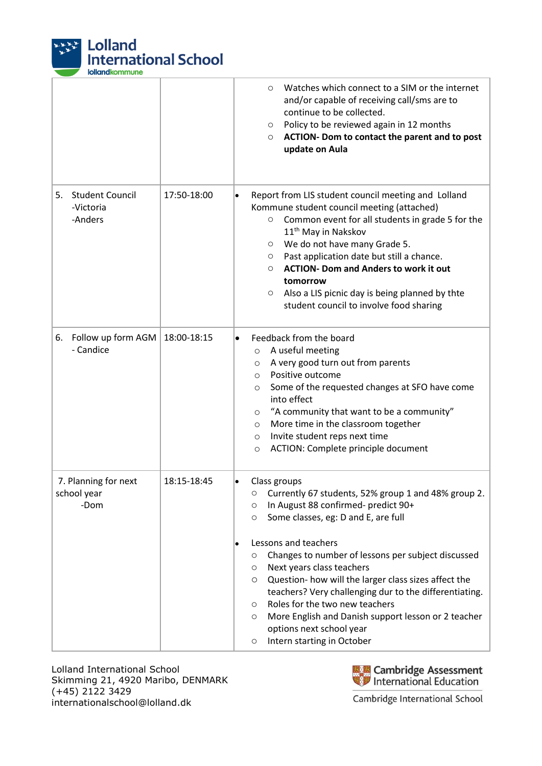| | | |
|---|---|---|
| | | ○ Watches which connect to a SIM or the internet and/or capable of receiving call/sms are to continue to be collected.<br>○ Policy to be reviewed again in 12 months<br>○ **ACTION- Dom to contact the parent and to post update on Aula** |
| 5. Student Council<br>-Victoria<br>-Anders | 17:50-18:00 | • Report from LIS student council meeting and Lolland Kommune student council meeting (attached)<br>○ Common event for all students in grade 5 for the 11th May in Nakskov<br>○ We do not have many Grade 5.<br>○ Past application date but still a chance.<br>○ **ACTION- Dom and Anders to work it out tomorrow**<br>○ Also a LIS picnic day is being planned by thte student council to involve food sharing |
| 6. Follow up form AGM<br>- Candice | 18:00-18:15 | • Feedback from the board<br>○ A useful meeting<br>○ A very good turn out from parents<br>○ Positive outcome<br>○ Some of the requested changes at SFO have come into effect<br>○ "A community that want to be a community"<br>○ More time in the classroom together<br>○ Invite student reps next time<br>○ ACTION: Complete principle document |
| 7. Planning for next school year<br>-Dom | 18:15-18:45 | • Class groups<br>○ Currently 67 students, 52% group 1 and 48% group 2.<br>○ In August 88 confirmed- predict 90+<br>○ Some classes, eg: D and E, are full<br><br>• Lessons and teachers<br>○ Changes to number of lessons per subject discussed<br>○ Next years class teachers<br>○ Question- how will the larger class sizes affect the teachers? Very challenging dur to the differentiating.<br>○ Roles for the two new teachers<br>○ More English and Danish support lesson or 2 teacher options next school year<br>○ Intern starting in October |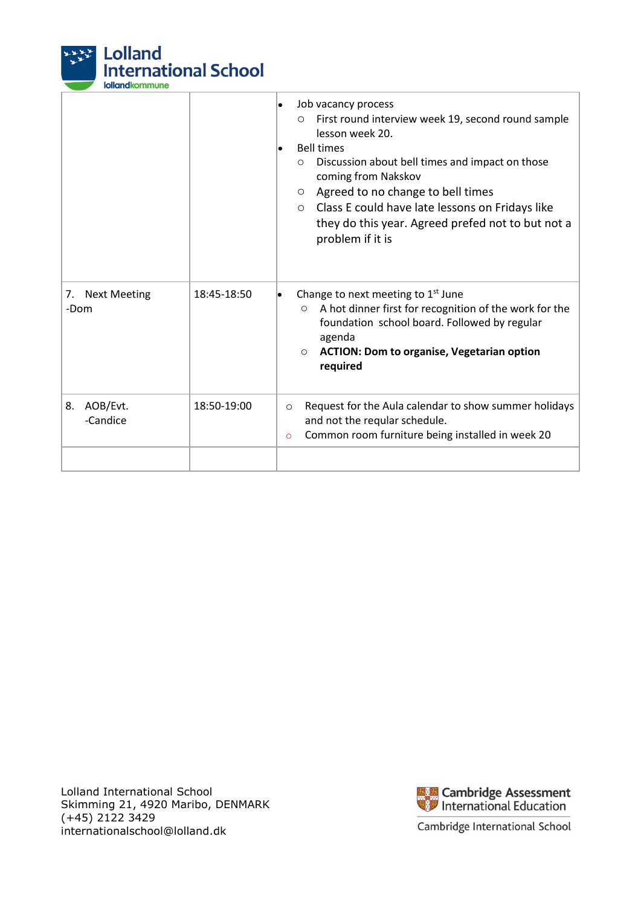| | | |
|---|---|---|
| | | • Job vacancy process<br>  ○ First round interview week 19, second round sample lesson week 20.<br>• Bell times<br>  ○ Discussion about bell times and impact on those coming from Nakskov<br>  ○ Agreed to no change to bell times<br>  ○ Class E could have late lessons on Fridays like they do this year. Agreed prefed not to but not a problem if it is |
| 7. Next Meeting<br>-Dom | 18:45-18:50 | • Change to next meeting to 1st June<br>  ○ A hot dinner first for recognition of the work for the foundation school board. Followed by regular agenda<br>  ○ **ACTION: Dom to organise, Vegetarian option required** |
| 8. AOB/Evt.<br>-Candice | 18:50-19:00 | ○ Request for the Aula calendar to show summer holidays and not the reqular schedule.<br>○ Common room furniture being installed in week 20 |
| | | |

Lolland International School
Skimming 21, 4920 Maribo, DENMARK
(+45) 2122 3429
internationalschool@lolland.dk